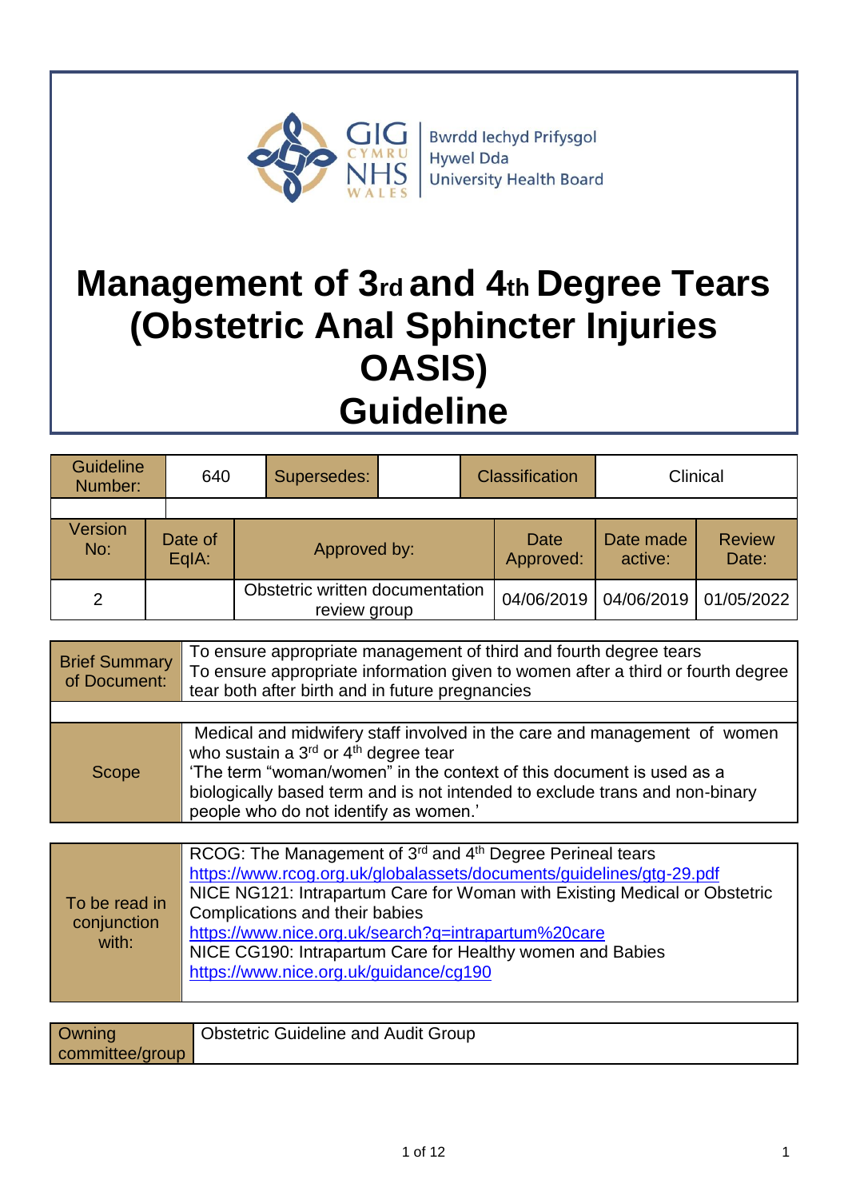GIG CYMRU NHS WALES | Bwrdd Iechyd Prifysgol Hywel Dda University Health Board

# Management of 3rd and 4th Degree Tears (Obstetric Anal Sphincter Injuries OASIS) Guideline

| Guideline Number: | 640 | Supersedes: | | Classification | Clinical |
|---|---|---|---|---|---|

| Version No: | Date of EqIA: | Approved by: | Date Approved: | Date made active: | Review Date: |
|---|---|---|---|---|---|
| 2 | | Obstetric written documentation review group | 04/06/2019 | 04/06/2019 | 01/05/2022 |

| | |
|---|---|
| Brief Summary of Document: | To ensure appropriate management of third and fourth degree tears<br>To ensure appropriate information given to women after a third or fourth degree tear both after birth and in future pregnancies |
| Scope | Medical and midwifery staff involved in the care and management of women who sustain a 3rd or 4th degree tear<br>'The term "woman/women" in the context of this document is used as a biologically based term and is not intended to exclude trans and non-binary people who do not identify as women.' |

| | |
|---|---|
| To be read in conjunction with: | RCOG: The Management of 3rd and 4th Degree Perineal tears<br>https://www.rcog.org.uk/globalassets/documents/guidelines/gtg-29.pdf<br>NICE NG121: Intrapartum Care for Woman with Existing Medical or Obstetric Complications and their babies<br>https://www.nice.org.uk/search?q=intrapartum%20care<br>NICE CG190: Intrapartum Care for Healthy women and Babies<br>https://www.nice.org.uk/guidance/cg190 |

| | |
|---|---|
| Owning committee/group | Obstetric Guideline and Audit Group |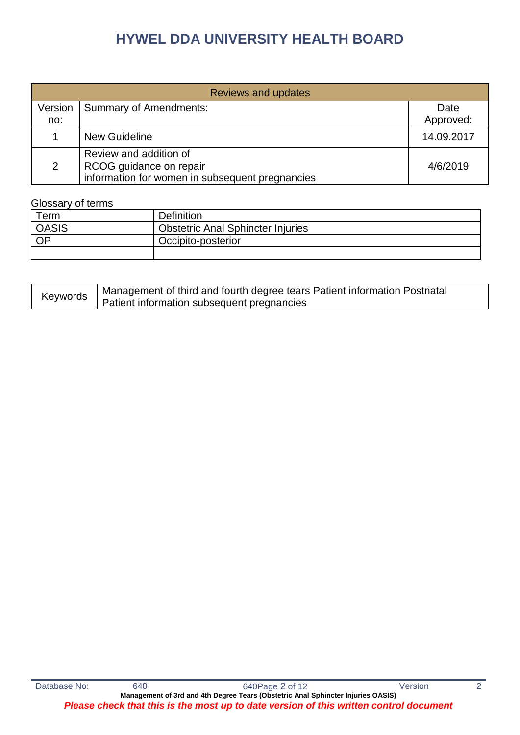# HYWEL DDA UNIVERSITY HEALTH BOARD

| Reviews and updates | | |
|---|---|---|
| Version no: | Summary of Amendments: | Date Approved: |
| 1 | New Guideline | 14.09.2017 |
| 2 | Review and addition of RCOG guidance on repair information for women in subsequent pregnancies | 4/6/2019 |

Glossary of terms

| Term | Definition |
|---|---|
| OASIS | Obstetric Anal Sphincter Injuries |
| OP | Occipito-posterior |
| | |

| Keywords | Management of third and fourth degree tears Patient information Postnatal Patient information subsequent pregnancies |
|---|---|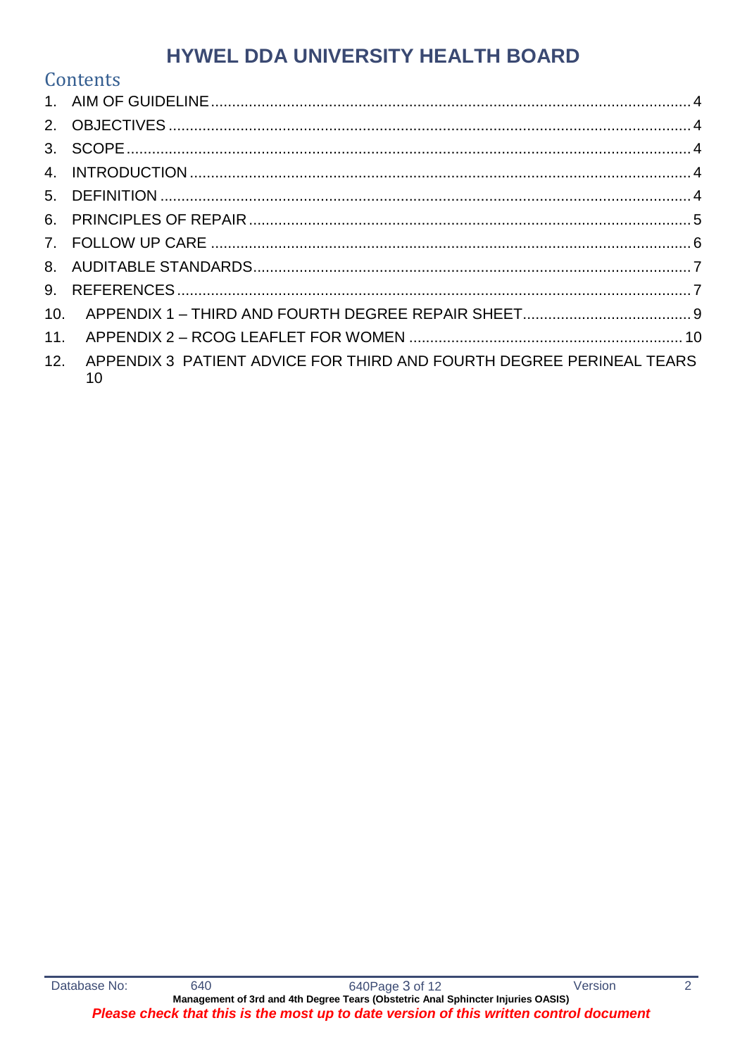# HYWEL DDA UNIVERSITY HEALTH BOARD

## Contents

1. AIM OF GUIDELINE ..... 4
2. OBJECTIVES ..... 4
3. SCOPE ..... 4
4. INTRODUCTION ..... 4
5. DEFINITION ..... 4
6. PRINCIPLES OF REPAIR ..... 5
7. FOLLOW UP CARE ..... 6
8. AUDITABLE STANDARDS ..... 7
9. REFERENCES ..... 7
10. APPENDIX 1 – THIRD AND FOURTH DEGREE REPAIR SHEET ..... 9
11. APPENDIX 2 – RCOG LEAFLET FOR WOMEN ..... 10
12. APPENDIX 3 PATIENT ADVICE FOR THIRD AND FOURTH DEGREE PERINEAL TEARS 10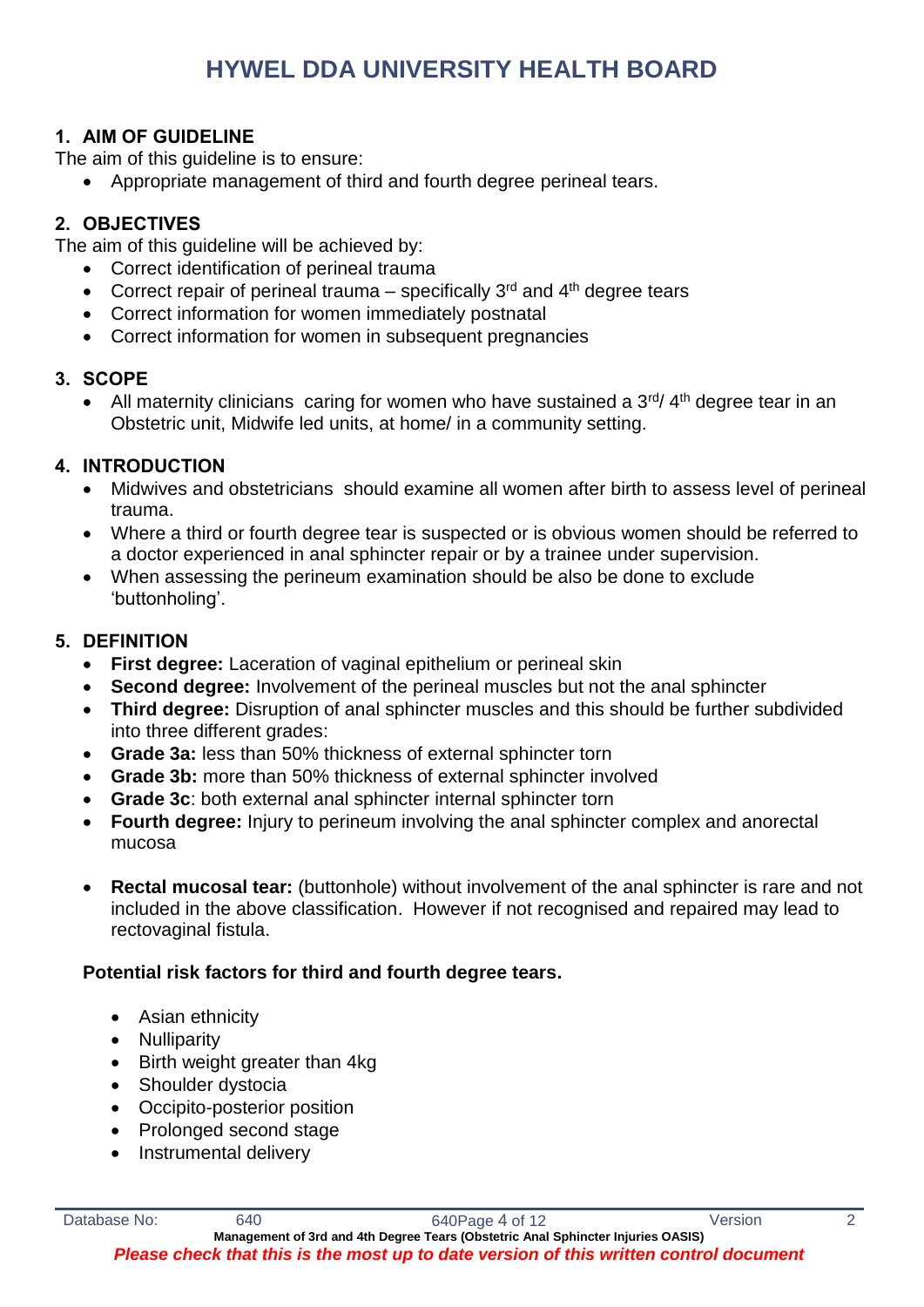# HYWEL DDA UNIVERSITY HEALTH BOARD

## 1. AIM OF GUIDELINE

The aim of this guideline is to ensure:

- Appropriate management of third and fourth degree perineal tears.

## 2. OBJECTIVES

The aim of this guideline will be achieved by:

- Correct identification of perineal trauma
- Correct repair of perineal trauma – specifically 3rd and 4th degree tears
- Correct information for women immediately postnatal
- Correct information for women in subsequent pregnancies

## 3. SCOPE

- All maternity clinicians caring for women who have sustained a 3rd/ 4th degree tear in an Obstetric unit, Midwife led units, at home/ in a community setting.

## 4. INTRODUCTION

- Midwives and obstetricians should examine all women after birth to assess level of perineal trauma.
- Where a third or fourth degree tear is suspected or is obvious women should be referred to a doctor experienced in anal sphincter repair or by a trainee under supervision.
- When assessing the perineum examination should be also be done to exclude 'buttonholing'.

## 5. DEFINITION

- **First degree:** Laceration of vaginal epithelium or perineal skin
- **Second degree:** Involvement of the perineal muscles but not the anal sphincter
- **Third degree:** Disruption of anal sphincter muscles and this should be further subdivided into three different grades:
- **Grade 3a:** less than 50% thickness of external sphincter torn
- **Grade 3b:** more than 50% thickness of external sphincter involved
- **Grade 3c**: both external anal sphincter internal sphincter torn
- **Fourth degree:** Injury to perineum involving the anal sphincter complex and anorectal mucosa
- **Rectal mucosal tear:** (buttonhole) without involvement of the anal sphincter is rare and not included in the above classification. However if not recognised and repaired may lead to rectovaginal fistula.

### Potential risk factors for third and fourth degree tears.

- Asian ethnicity
- Nulliparity
- Birth weight greater than 4kg
- Shoulder dystocia
- Occipito-posterior position
- Prolonged second stage
- Instrumental delivery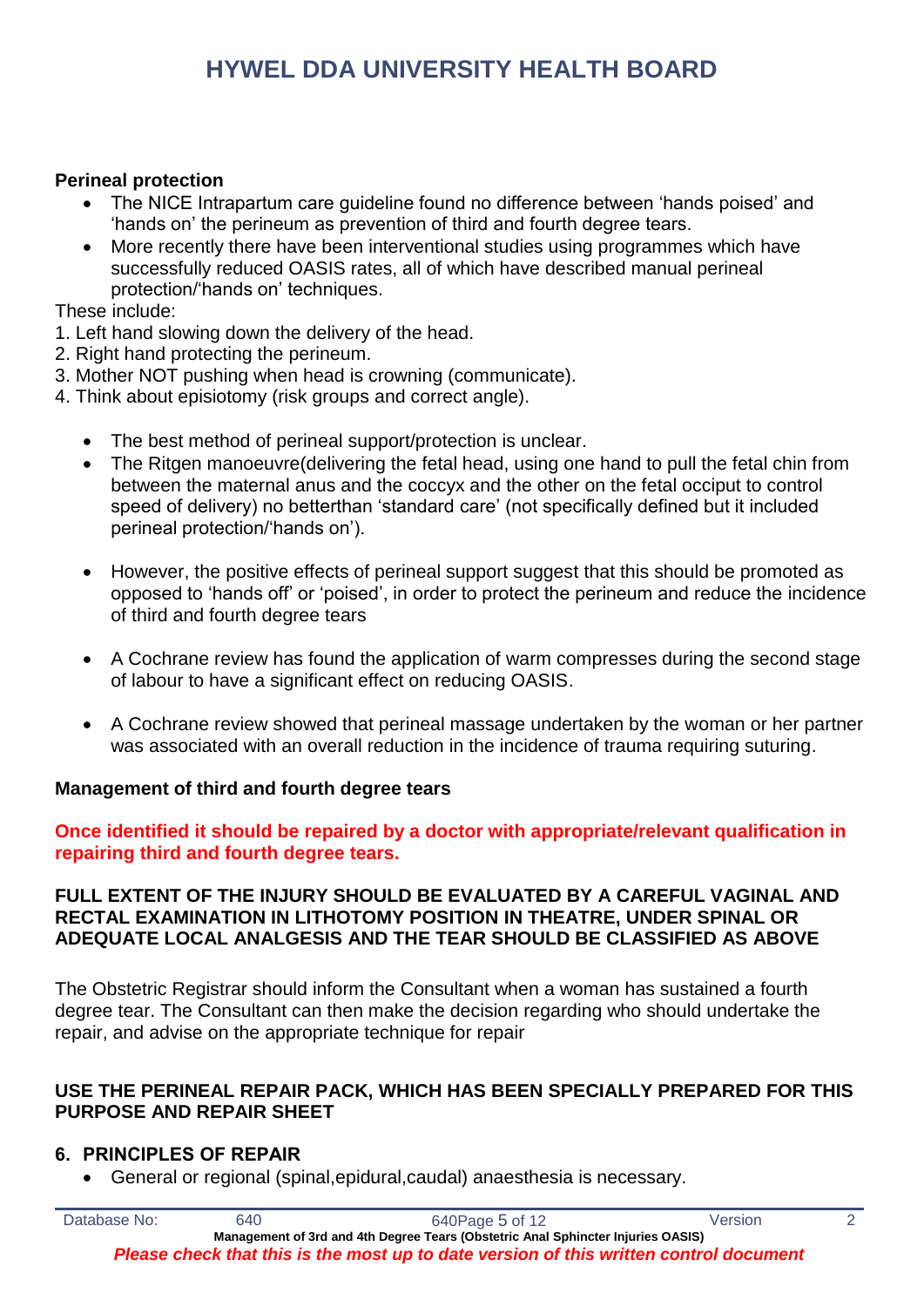**Perineal protection**

- The NICE Intrapartum care guideline found no difference between 'hands poised' and 'hands on' the perineum as prevention of third and fourth degree tears.
- More recently there have been interventional studies using programmes which have successfully reduced OASIS rates, all of which have described manual perineal protection/'hands on' techniques.

These include:

1. Left hand slowing down the delivery of the head.
2. Right hand protecting the perineum.
3. Mother NOT pushing when head is crowning (communicate).
4. Think about episiotomy (risk groups and correct angle).

- The best method of perineal support/protection is unclear.
- The Ritgen manoeuvre(delivering the fetal head, using one hand to pull the fetal chin from between the maternal anus and the coccyx and the other on the fetal occiput to control speed of delivery) no betterthan 'standard care' (not specifically defined but it included perineal protection/'hands on').
- However, the positive effects of perineal support suggest that this should be promoted as opposed to 'hands off' or 'poised', in order to protect the perineum and reduce the incidence of third and fourth degree tears
- A Cochrane review has found the application of warm compresses during the second stage of labour to have a significant effect on reducing OASIS.
- A Cochrane review showed that perineal massage undertaken by the woman or her partner was associated with an overall reduction in the incidence of trauma requiring suturing.

**Management of third and fourth degree tears**

**Once identified it should be repaired by a doctor with appropriate/relevant qualification in repairing third and fourth degree tears.**

**FULL EXTENT OF THE INJURY SHOULD BE EVALUATED BY A CAREFUL VAGINAL AND RECTAL EXAMINATION IN LITHOTOMY POSITION IN THEATRE, UNDER SPINAL OR ADEQUATE LOCAL ANALGESIS AND THE TEAR SHOULD BE CLASSIFIED AS ABOVE**

The Obstetric Registrar should inform the Consultant when a woman has sustained a fourth degree tear. The Consultant can then make the decision regarding who should undertake the repair, and advise on the appropriate technique for repair

**USE THE PERINEAL REPAIR PACK, WHICH HAS BEEN SPECIALLY PREPARED FOR THIS PURPOSE AND REPAIR SHEET**

## 6. PRINCIPLES OF REPAIR

- General or regional (spinal,epidural,caudal) anaesthesia is necessary.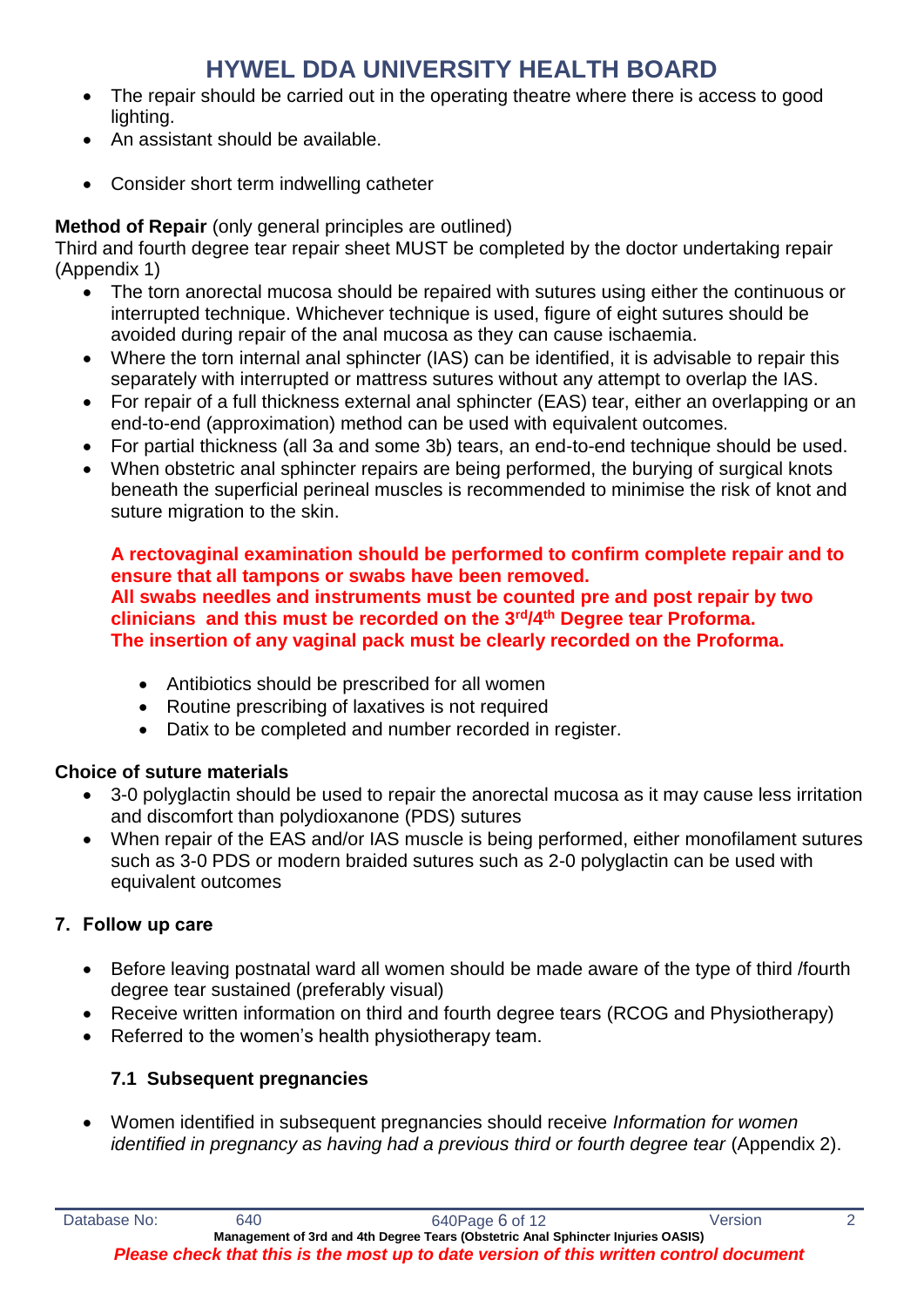- The repair should be carried out in the operating theatre where there is access to good lighting.
- An assistant should be available.
- Consider short term indwelling catheter

**Method of Repair** (only general principles are outlined)
Third and fourth degree tear repair sheet MUST be completed by the doctor undertaking repair (Appendix 1)

- The torn anorectal mucosa should be repaired with sutures using either the continuous or interrupted technique. Whichever technique is used, figure of eight sutures should be avoided during repair of the anal mucosa as they can cause ischaemia.
- Where the torn internal anal sphincter (IAS) can be identified, it is advisable to repair this separately with interrupted or mattress sutures without any attempt to overlap the IAS.
- For repair of a full thickness external anal sphincter (EAS) tear, either an overlapping or an end-to-end (approximation) method can be used with equivalent outcomes.
- For partial thickness (all 3a and some 3b) tears, an end-to-end technique should be used.
- When obstetric anal sphincter repairs are being performed, the burying of surgical knots beneath the superficial perineal muscles is recommended to minimise the risk of knot and suture migration to the skin.

**A rectovaginal examination should be performed to confirm complete repair and to ensure that all tampons or swabs have been removed.**
**All swabs needles and instruments must be counted pre and post repair by two clinicians and this must be recorded on the 3rd/4th Degree tear Proforma.**
**The insertion of any vaginal pack must be clearly recorded on the Proforma.**

- Antibiotics should be prescribed for all women
- Routine prescribing of laxatives is not required
- Datix to be completed and number recorded in register.

**Choice of suture materials**

- 3-0 polyglactin should be used to repair the anorectal mucosa as it may cause less irritation and discomfort than polydioxanone (PDS) sutures
- When repair of the EAS and/or IAS muscle is being performed, either monofilament sutures such as 3-0 PDS or modern braided sutures such as 2-0 polyglactin can be used with equivalent outcomes

## 7. Follow up care

- Before leaving postnatal ward all women should be made aware of the type of third /fourth degree tear sustained (preferably visual)
- Receive written information on third and fourth degree tears (RCOG and Physiotherapy)
- Referred to the women's health physiotherapy team.

### 7.1 Subsequent pregnancies

- Women identified in subsequent pregnancies should receive *Information for women identified in pregnancy as having had a previous third or fourth degree tear* (Appendix 2).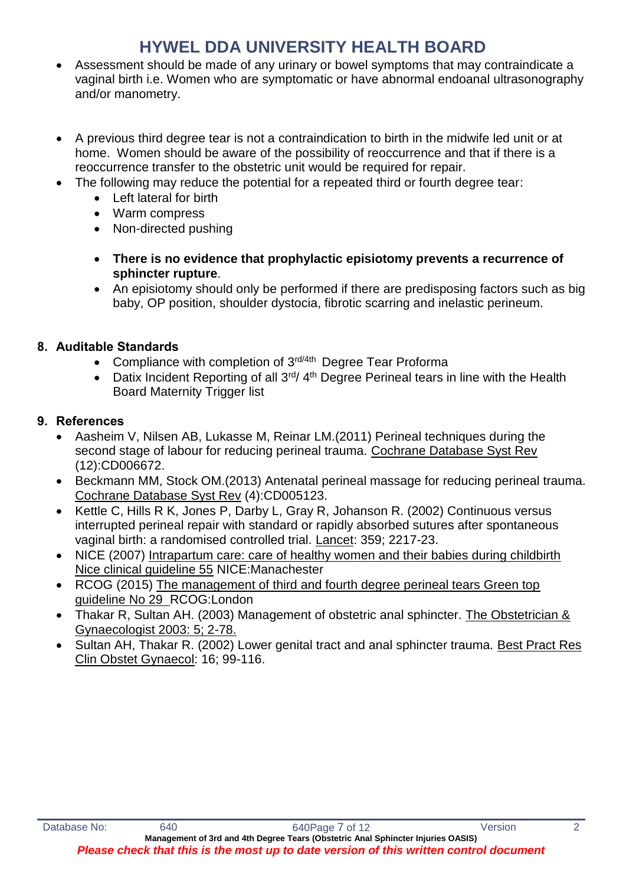- Assessment should be made of any urinary or bowel symptoms that may contraindicate a vaginal birth i.e. Women who are symptomatic or have abnormal endoanal ultrasonography and/or manometry.

- A previous third degree tear is not a contraindication to birth in the midwife led unit or at home. Women should be aware of the possibility of reoccurrence and that if there is a reoccurrence transfer to the obstetric unit would be required for repair.
- The following may reduce the potential for a repeated third or fourth degree tear:
  - Left lateral for birth
  - Warm compress
  - Non-directed pushing

  - **There is no evidence that prophylactic episiotomy prevents a recurrence of sphincter rupture**.
  - An episiotomy should only be performed if there are predisposing factors such as big baby, OP position, shoulder dystocia, fibrotic scarring and inelastic perineum.

## 8. Auditable Standards

- Compliance with completion of 3rd/4th Degree Tear Proforma
- Datix Incident Reporting of all 3rd/ 4th Degree Perineal tears in line with the Health Board Maternity Trigger list

## 9. References

- Aasheim V, Nilsen AB, Lukasse M, Reinar LM.(2011) Perineal techniques during the second stage of labour for reducing perineal trauma. Cochrane Database Syst Rev (12):CD006672.
- Beckmann MM, Stock OM.(2013) Antenatal perineal massage for reducing perineal trauma. Cochrane Database Syst Rev (4):CD005123.
- Kettle C, Hills R K, Jones P, Darby L, Gray R, Johanson R. (2002) Continuous versus interrupted perineal repair with standard or rapidly absorbed sutures after spontaneous vaginal birth: a randomised controlled trial. Lancet: 359; 2217-23.
- NICE (2007) Intrapartum care: care of healthy women and their babies during childbirth Nice clinical guideline 55 NICE:Manachester
- RCOG (2015) The management of third and fourth degree perineal tears Green top guideline No 29 RCOG:London
- Thakar R, Sultan AH. (2003) Management of obstetric anal sphincter. The Obstetrician & Gynaecologist 2003: 5; 2-78.
- Sultan AH, Thakar R. (2002) Lower genital tract and anal sphincter trauma. Best Pract Res Clin Obstet Gynaecol: 16; 99-116.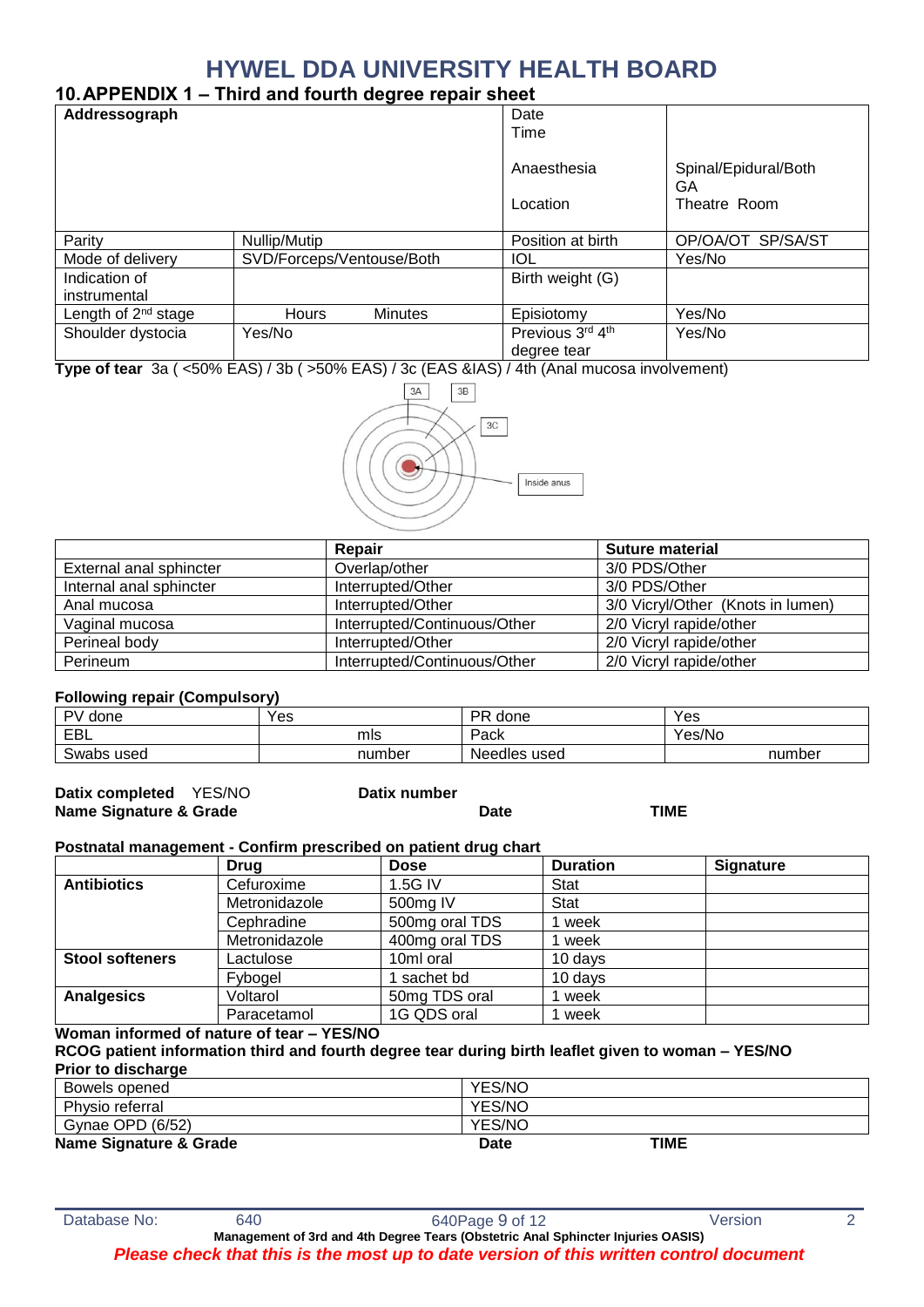# HYWEL DDA UNIVERSITY HEALTH BOARD

## 10. APPENDIX 1 – Third and fourth degree repair sheet

| **Addressograph** | | Date<br>Time<br><br>Anaesthesia<br><br>Location | <br><br><br>Spinal/Epidural/Both<br>GA<br>Theatre Room |
|---|---|---|---|
| Parity | Nullip/Mutip | Position at birth | OP/OA/OT SP/SA/ST |
| Mode of delivery | SVD/Forceps/Ventouse/Both | IOL | Yes/No |
| Indication of instrumental | | Birth weight (G) | |
| Length of 2nd stage | Hours Minutes | Episiotomy | Yes/No |
| Shoulder dystocia | Yes/No | Previous 3rd 4th degree tear | Yes/No |

**Type of tear** 3a ( <50% EAS) / 3b ( >50% EAS) / 3c (EAS &IAS) / 4th (Anal mucosa involvement)

3A 3B 3C Inside anus

| | **Repair** | **Suture material** |
|---|---|---|
| External anal sphincter | Overlap/other | 3/0 PDS/Other |
| Internal anal sphincter | Interrupted/Other | 3/0 PDS/Other |
| Anal mucosa | Interrupted/Other | 3/0 Vicryl/Other (Knots in lumen) |
| Vaginal mucosa | Interrupted/Continuous/Other | 2/0 Vicryl rapide/other |
| Perineal body | Interrupted/Other | 2/0 Vicryl rapide/other |
| Perineum | Interrupted/Continuous/Other | 2/0 Vicryl rapide/other |

**Following repair (Compulsory)**

| PV done | Yes | PR done | Yes |
|---|---|---|---|
| EBL | mls | Pack | Yes/No |
| Swabs used | number | Needles used | number |

**Datix completed** YES/NO **Datix number**
**Name Signature & Grade** **Date** **TIME**

**Postnatal management - Confirm prescribed on patient drug chart**

| | **Drug** | **Dose** | **Duration** | **Signature** |
|---|---|---|---|---|
| **Antibiotics** | Cefuroxime | 1.5G IV | Stat | |
| | Metronidazole | 500mg IV | Stat | |
| | Cephradine | 500mg oral TDS | 1 week | |
| | Metronidazole | 400mg oral TDS | 1 week | |
| **Stool softeners** | Lactulose | 10ml oral | 10 days | |
| | Fybogel | 1 sachet bd | 10 days | |
| **Analgesics** | Voltarol | 50mg TDS oral | 1 week | |
| | Paracetamol | 1G QDS oral | 1 week | |

**Woman informed of nature of tear – YES/NO**
**RCOG patient information third and fourth degree tear during birth leaflet given to woman – YES/NO**
**Prior to discharge**

| Bowels opened | YES/NO |
|---|---|
| Physio referral | YES/NO |
| Gynae OPD (6/52) | YES/NO |

**Name Signature & Grade** **Date** **TIME**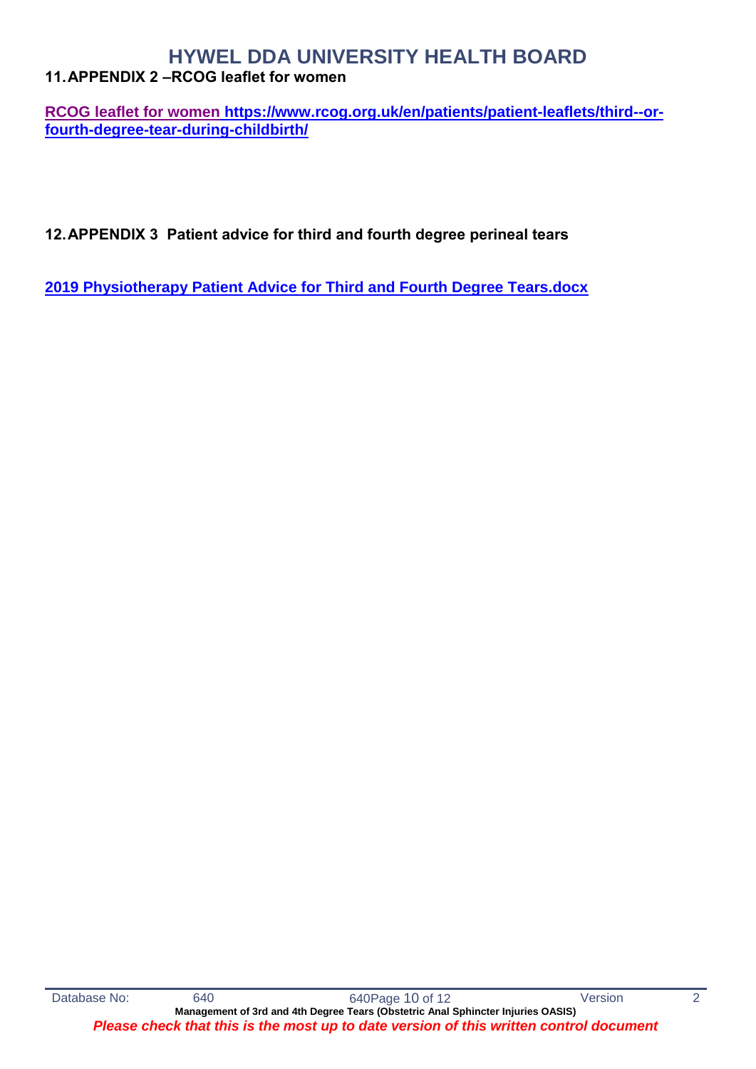## 11. APPENDIX 2 –RCOG leaflet for women

**RCOG leaflet for women https://www.rcog.org.uk/en/patients/patient-leaflets/third--or-fourth-degree-tear-during-childbirth/**

## 12. APPENDIX 3 Patient advice for third and fourth degree perineal tears

**2019 Physiotherapy Patient Advice for Third and Fourth Degree Tears.docx**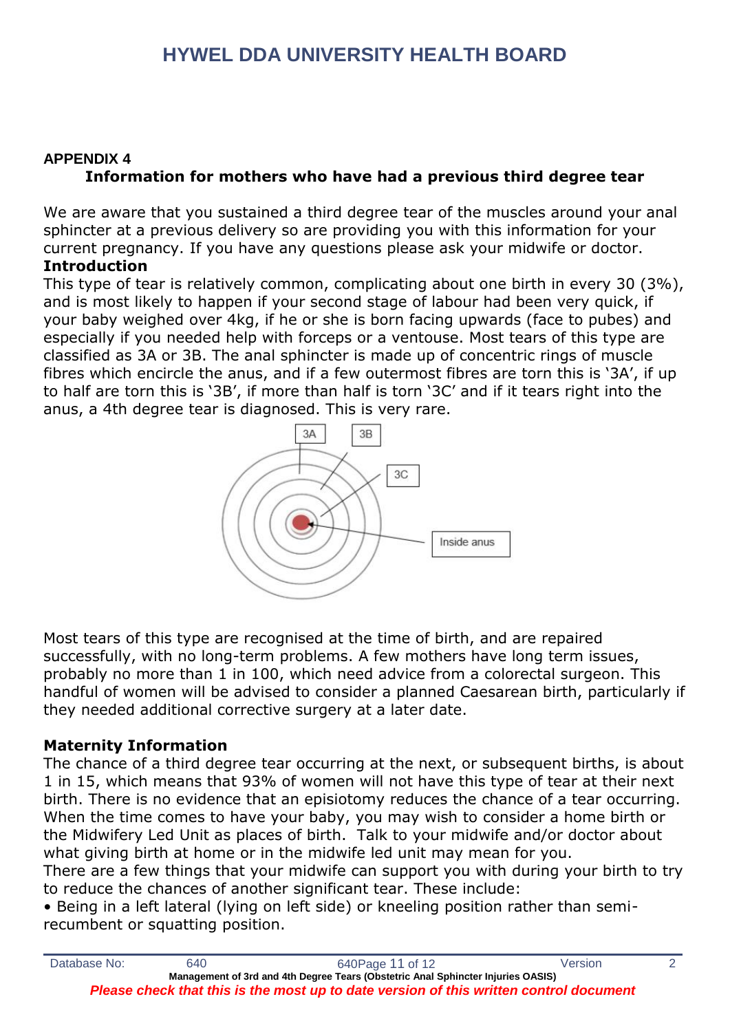## APPENDIX 4

### Information for mothers who have had a previous third degree tear

We are aware that you sustained a third degree tear of the muscles around your anal sphincter at a previous delivery so are providing you with this information for your current pregnancy. If you have any questions please ask your midwife or doctor.

**Introduction**

This type of tear is relatively common, complicating about one birth in every 30 (3%), and is most likely to happen if your second stage of labour had been very quick, if your baby weighed over 4kg, if he or she is born facing upwards (face to pubes) and especially if you needed help with forceps or a ventouse. Most tears of this type are classified as 3A or 3B. The anal sphincter is made up of concentric rings of muscle fibres which encircle the anus, and if a few outermost fibres are torn this is '3A', if up to half are torn this is '3B', if more than half is torn '3C' and if it tears right into the anus, a 4th degree tear is diagnosed. This is very rare.

Most tears of this type are recognised at the time of birth, and are repaired successfully, with no long-term problems. A few mothers have long term issues, probably no more than 1 in 100, which need advice from a colorectal surgeon. This handful of women will be advised to consider a planned Caesarean birth, particularly if they needed additional corrective surgery at a later date.

**Maternity Information**

The chance of a third degree tear occurring at the next, or subsequent births, is about 1 in 15, which means that 93% of women will not have this type of tear at their next birth. There is no evidence that an episiotomy reduces the chance of a tear occurring. When the time comes to have your baby, you may wish to consider a home birth or the Midwifery Led Unit as places of birth. Talk to your midwife and/or doctor about what giving birth at home or in the midwife led unit may mean for you.

There are a few things that your midwife can support you with during your birth to try to reduce the chances of another significant tear. These include:

- Being in a left lateral (lying on left side) or kneeling position rather than semi-recumbent or squatting position.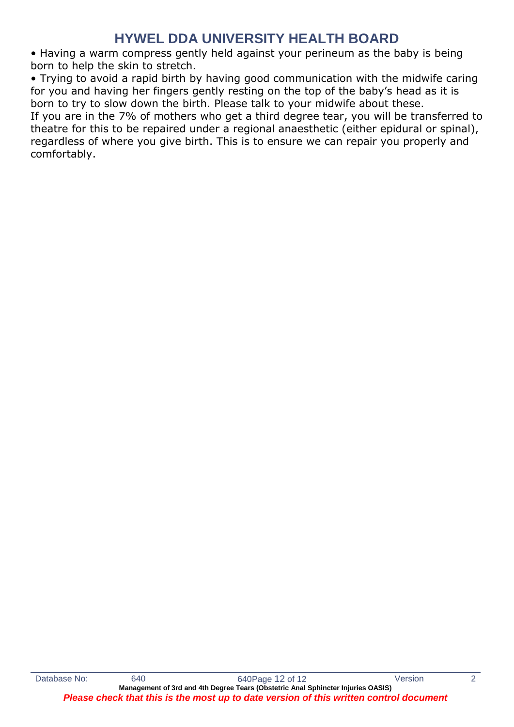- Having a warm compress gently held against your perineum as the baby is being born to help the skin to stretch.
- Trying to avoid a rapid birth by having good communication with the midwife caring for you and having her fingers gently resting on the top of the baby's head as it is born to try to slow down the birth. Please talk to your midwife about these.

If you are in the 7% of mothers who get a third degree tear, you will be transferred to theatre for this to be repaired under a regional anaesthetic (either epidural or spinal), regardless of where you give birth. This is to ensure we can repair you properly and comfortably.